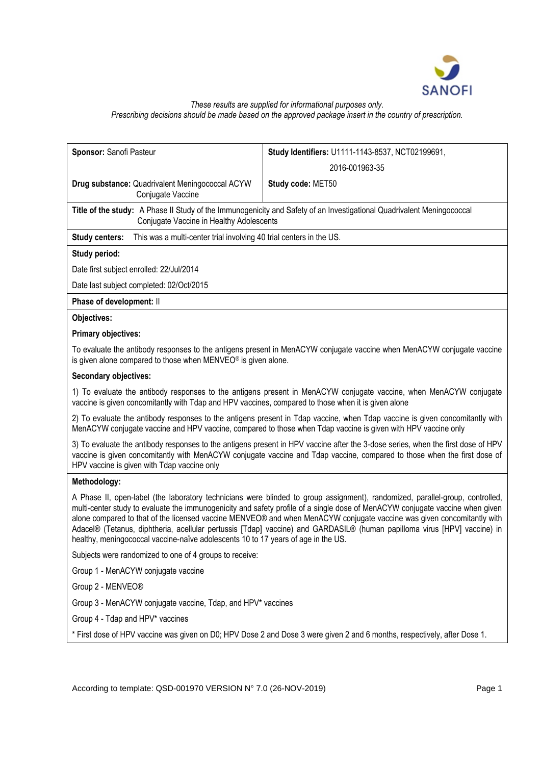*These results are supplied for informational purposes only.*
*Prescribing decisions should be made based on the approved package insert in the country of prescription.*

| **Sponsor:** Sanofi Pasteur | **Study Identifiers:** U1111-1143-8537, NCT02199691, 2016-001963-35 |
|---|---|
| **Drug substance:** Quadrivalent Meningococcal ACYW Conjugate Vaccine | **Study code:** MET50 |

**Title of the study:** A Phase II Study of the Immunogenicity and Safety of an Investigational Quadrivalent Meningococcal Conjugate Vaccine in Healthy Adolescents

**Study centers:** This was a multi-center trial involving 40 trial centers in the US.

**Study period:**

Date first subject enrolled: 22/Jul/2014

Date last subject completed: 02/Oct/2015

**Phase of development:** II

**Objectives:**

**Primary objectives:**

To evaluate the antibody responses to the antigens present in MenACYW conjugate vaccine when MenACYW conjugate vaccine is given alone compared to those when MENVEO® is given alone.

**Secondary objectives:**

1) To evaluate the antibody responses to the antigens present in MenACYW conjugate vaccine, when MenACYW conjugate vaccine is given concomitantly with Tdap and HPV vaccines, compared to those when it is given alone

2) To evaluate the antibody responses to the antigens present in Tdap vaccine, when Tdap vaccine is given concomitantly with MenACYW conjugate vaccine and HPV vaccine, compared to those when Tdap vaccine is given with HPV vaccine only

3) To evaluate the antibody responses to the antigens present in HPV vaccine after the 3-dose series, when the first dose of HPV vaccine is given concomitantly with MenACYW conjugate vaccine and Tdap vaccine, compared to those when the first dose of HPV vaccine is given with Tdap vaccine only

**Methodology:**

A Phase II, open-label (the laboratory technicians were blinded to group assignment), randomized, parallel-group, controlled, multi-center study to evaluate the immunogenicity and safety profile of a single dose of MenACYW conjugate vaccine when given alone compared to that of the licensed vaccine MENVEO® and when MenACYW conjugate vaccine was given concomitantly with Adacel® (Tetanus, diphtheria, acellular pertussis [Tdap] vaccine) and GARDASIL® (human papilloma virus [HPV] vaccine) in healthy, meningococcal vaccine-naïve adolescents 10 to 17 years of age in the US.

Subjects were randomized to one of 4 groups to receive:

Group 1 - MenACYW conjugate vaccine

Group 2 - MENVEO®

Group 3 - MenACYW conjugate vaccine, Tdap, and HPV* vaccines

Group 4 - Tdap and HPV* vaccines

* First dose of HPV vaccine was given on D0; HPV Dose 2 and Dose 3 were given 2 and 6 months, respectively, after Dose 1.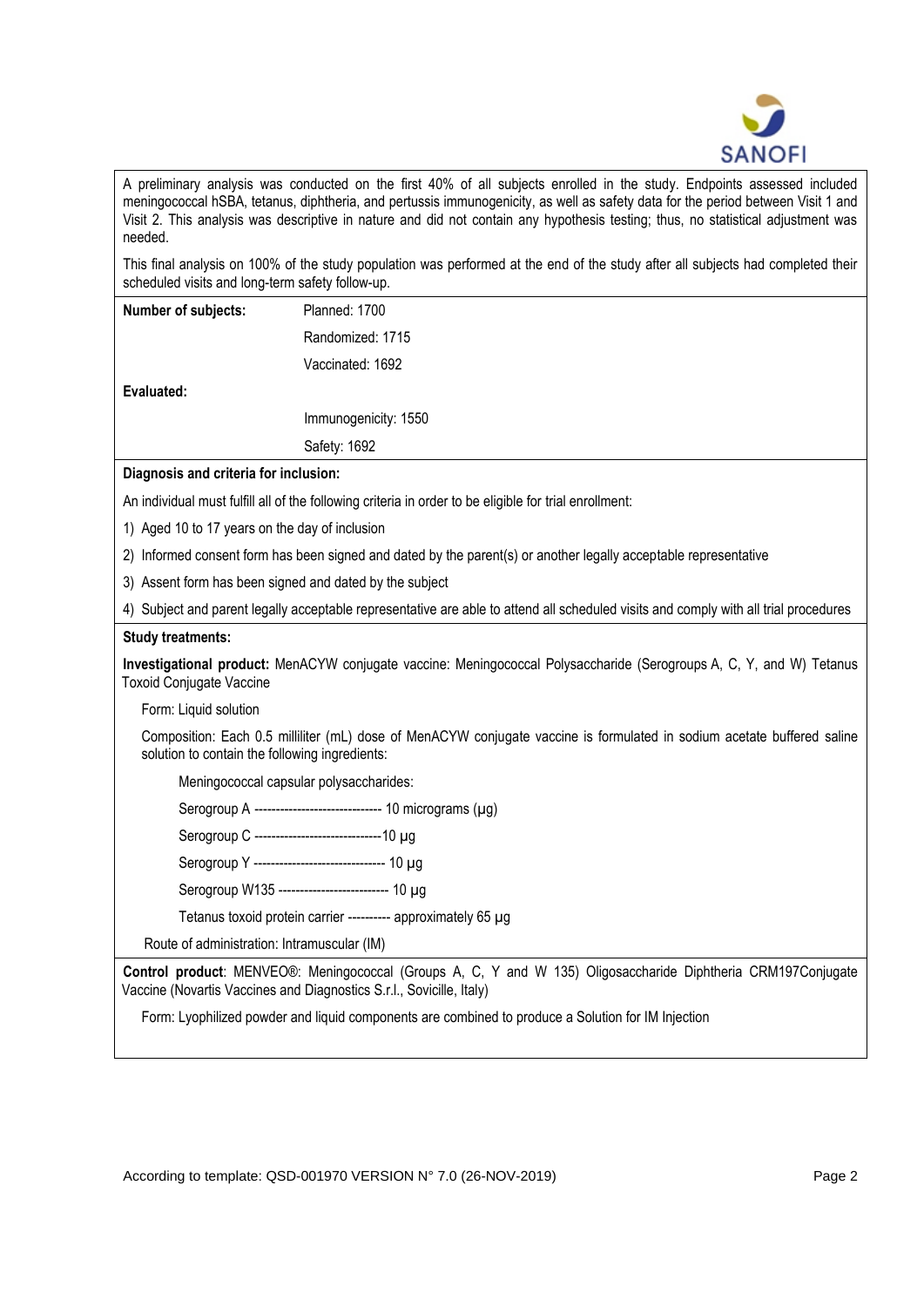A preliminary analysis was conducted on the first 40% of all subjects enrolled in the study. Endpoints assessed included meningococcal hSBA, tetanus, diphtheria, and pertussis immunogenicity, as well as safety data for the period between Visit 1 and Visit 2. This analysis was descriptive in nature and did not contain any hypothesis testing; thus, no statistical adjustment was needed.

This final analysis on 100% of the study population was performed at the end of the study after all subjects had completed their scheduled visits and long-term safety follow-up.

**Number of subjects:**

Planned: 1700

Randomized: 1715

Vaccinated: 1692

**Evaluated:**

Immunogenicity: 1550

Safety: 1692

**Diagnosis and criteria for inclusion:**

An individual must fulfill all of the following criteria in order to be eligible for trial enrollment:

1) Aged 10 to 17 years on the day of inclusion
2) Informed consent form has been signed and dated by the parent(s) or another legally acceptable representative
3) Assent form has been signed and dated by the subject
4) Subject and parent legally acceptable representative are able to attend all scheduled visits and comply with all trial procedures

**Study treatments:**

**Investigational product:** MenACYW conjugate vaccine: Meningococcal Polysaccharide (Serogroups A, C, Y, and W) Tetanus Toxoid Conjugate Vaccine

Form: Liquid solution

Composition: Each 0.5 milliliter (mL) dose of MenACYW conjugate vaccine is formulated in sodium acetate buffered saline solution to contain the following ingredients:

Meningococcal capsular polysaccharides:

Serogroup A ------------------------------ 10 micrograms (µg)

Serogroup C ------------------------------10 µg

Serogroup Y ------------------------------- 10 µg

Serogroup W135 -------------------------- 10 µg

Tetanus toxoid protein carrier ---------- approximately 65 µg

Route of administration: Intramuscular (IM)

**Control product**: MENVEO®: Meningococcal (Groups A, C, Y and W 135) Oligosaccharide Diphtheria CRM197Conjugate Vaccine (Novartis Vaccines and Diagnostics S.r.l., Sovicille, Italy)

Form: Lyophilized powder and liquid components are combined to produce a Solution for IM Injection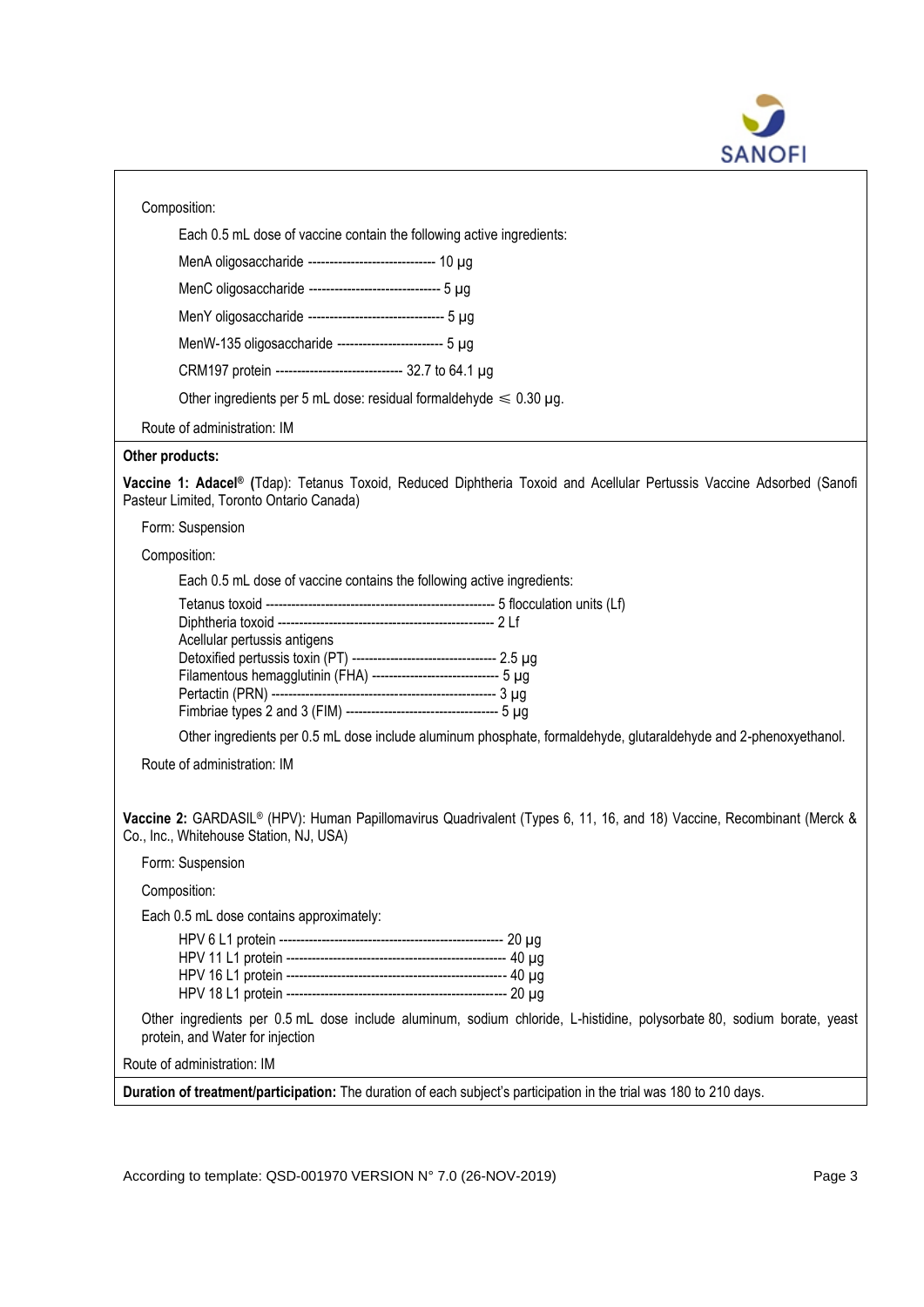Composition:

Each 0.5 mL dose of vaccine contain the following active ingredients:

MenA oligosaccharide ------------------------------ 10 µg

MenC oligosaccharide ------------------------------- 5 µg

MenY oligosaccharide -------------------------------- 5 µg

MenW-135 oligosaccharide ------------------------- 5 µg

CRM197 protein ------------------------------ 32.7 to 64.1 µg

Other ingredients per 5 mL dose: residual formaldehyde ⩽ 0.30 µg.

Route of administration: IM

**Other products:**

**Vaccine 1: Adacel® (**Tdap): Tetanus Toxoid, Reduced Diphtheria Toxoid and Acellular Pertussis Vaccine Adsorbed (Sanofi Pasteur Limited, Toronto Ontario Canada)

Form: Suspension

Composition:

Each 0.5 mL dose of vaccine contains the following active ingredients:

Tetanus toxoid ----------------------------------------------------- 5 flocculation units (Lf)
Diphtheria toxoid --------------------------------------------------- 2 Lf
Acellular pertussis antigens
Detoxified pertussis toxin (PT) ---------------------------------- 2.5 µg
Filamentous hemagglutinin (FHA) ------------------------------ 5 µg
Pertactin (PRN) ----------------------------------------------------- 3 µg
Fimbriae types 2 and 3 (FIM) ----------------------------------- 5 µg

Other ingredients per 0.5 mL dose include aluminum phosphate, formaldehyde, glutaraldehyde and 2-phenoxyethanol.

Route of administration: IM

**Vaccine 2:** GARDASIL® (HPV): Human Papillomavirus Quadrivalent (Types 6, 11, 16, and 18) Vaccine, Recombinant (Merck & Co., Inc., Whitehouse Station, NJ, USA)

Form: Suspension

Composition:

Each 0.5 mL dose contains approximately:

HPV 6 L1 protein ----------------------------------------------------- 20 µg
HPV 11 L1 protein --------------------------------------------------- 40 µg
HPV 16 L1 protein --------------------------------------------------- 40 µg
HPV 18 L1 protein --------------------------------------------------- 20 µg

Other ingredients per 0.5 mL dose include aluminum, sodium chloride, L-histidine, polysorbate 80, sodium borate, yeast protein, and Water for injection

Route of administration: IM

**Duration of treatment/participation:** The duration of each subject's participation in the trial was 180 to 210 days.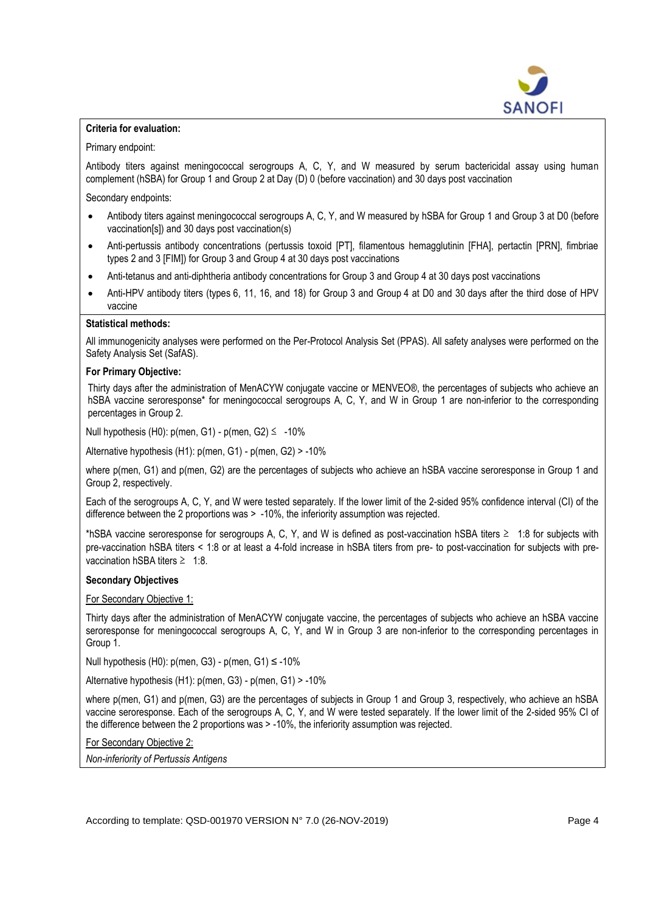**Criteria for evaluation:**

Primary endpoint:

Antibody titers against meningococcal serogroups A, C, Y, and W measured by serum bactericidal assay using human complement (hSBA) for Group 1 and Group 2 at Day (D) 0 (before vaccination) and 30 days post vaccination

Secondary endpoints:

- Antibody titers against meningococcal serogroups A, C, Y, and W measured by hSBA for Group 1 and Group 3 at D0 (before vaccination[s]) and 30 days post vaccination(s)
- Anti-pertussis antibody concentrations (pertussis toxoid [PT], filamentous hemagglutinin [FHA], pertactin [PRN], fimbriae types 2 and 3 [FIM]) for Group 3 and Group 4 at 30 days post vaccinations
- Anti-tetanus and anti-diphtheria antibody concentrations for Group 3 and Group 4 at 30 days post vaccinations
- Anti-HPV antibody titers (types 6, 11, 16, and 18) for Group 3 and Group 4 at D0 and 30 days after the third dose of HPV vaccine

**Statistical methods:**

All immunogenicity analyses were performed on the Per-Protocol Analysis Set (PPAS). All safety analyses were performed on the Safety Analysis Set (SafAS).

**For Primary Objective:**

Thirty days after the administration of MenACYW conjugate vaccine or MENVEO®, the percentages of subjects who achieve an hSBA vaccine seroresponse* for meningococcal serogroups A, C, Y, and W in Group 1 are non-inferior to the corresponding percentages in Group 2.

Null hypothesis (H0): p(men, G1) - p(men, G2) ≤ -10%

Alternative hypothesis (H1): p(men, G1) - p(men, G2) > -10%

where p(men, G1) and p(men, G2) are the percentages of subjects who achieve an hSBA vaccine seroresponse in Group 1 and Group 2, respectively.

Each of the serogroups A, C, Y, and W were tested separately. If the lower limit of the 2-sided 95% confidence interval (CI) of the difference between the 2 proportions was > -10%, the inferiority assumption was rejected.

*hSBA vaccine seroresponse for serogroups A, C, Y, and W is defined as post-vaccination hSBA titers ≥ 1:8 for subjects with pre-vaccination hSBA titers < 1:8 or at least a 4-fold increase in hSBA titers from pre- to post-vaccination for subjects with pre-vaccination hSBA titers ≥ 1:8.

**Secondary Objectives**

For Secondary Objective 1:

Thirty days after the administration of MenACYW conjugate vaccine, the percentages of subjects who achieve an hSBA vaccine seroresponse for meningococcal serogroups A, C, Y, and W in Group 3 are non-inferior to the corresponding percentages in Group 1.

Null hypothesis (H0): p(men, G3) - p(men, G1) ≤ -10%

Alternative hypothesis (H1): p(men, G3) - p(men, G1) > -10%

where p(men, G1) and p(men, G3) are the percentages of subjects in Group 1 and Group 3, respectively, who achieve an hSBA vaccine seroresponse. Each of the serogroups A, C, Y, and W were tested separately. If the lower limit of the 2-sided 95% CI of the difference between the 2 proportions was > -10%, the inferiority assumption was rejected.

For Secondary Objective 2:

*Non-inferiority of Pertussis Antigens*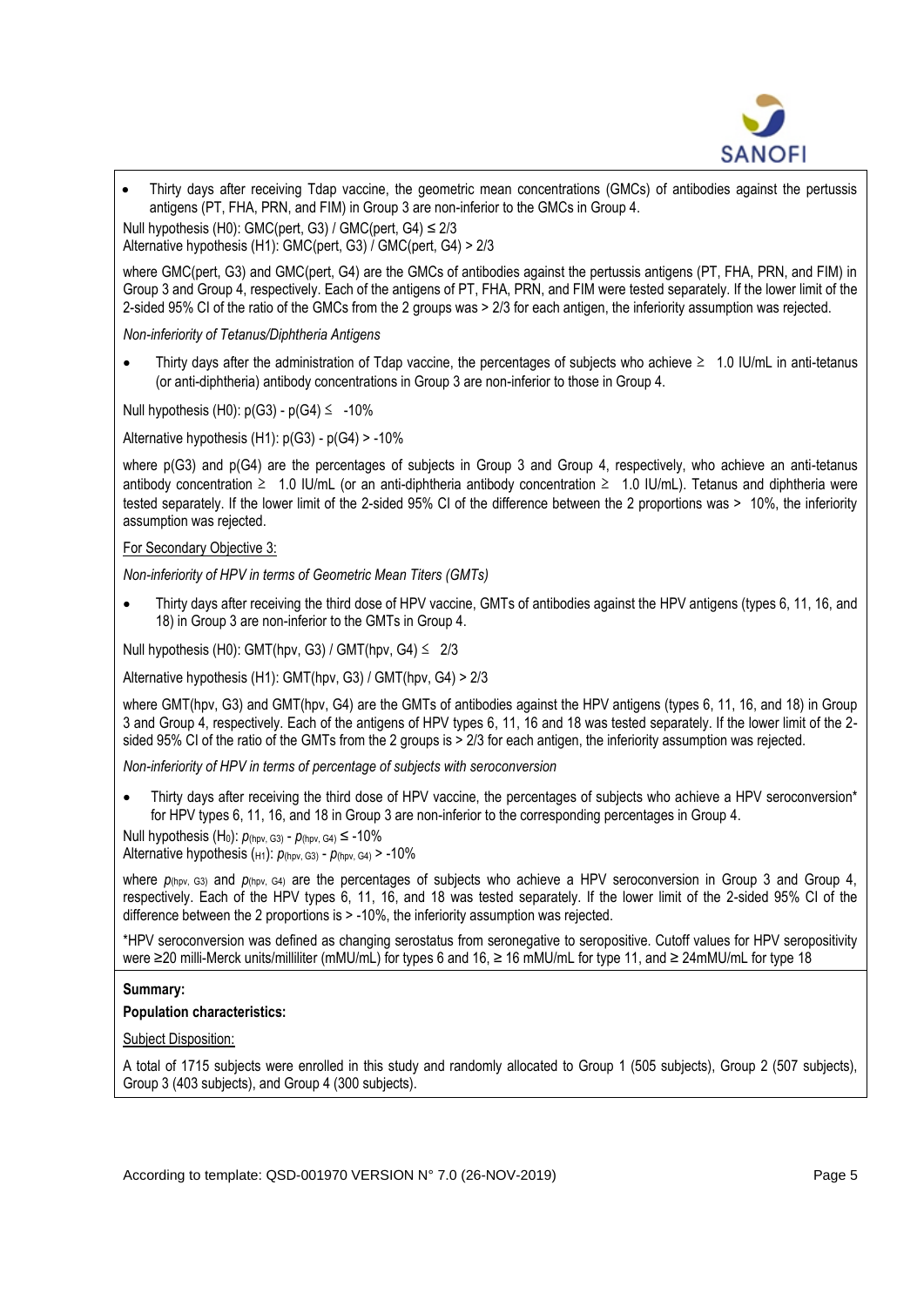- Thirty days after receiving Tdap vaccine, the geometric mean concentrations (GMCs) of antibodies against the pertussis antigens (PT, FHA, PRN, and FIM) in Group 3 are non-inferior to the GMCs in Group 4.

Null hypothesis (H0): GMC(pert, G3) / GMC(pert, G4) ≤ 2/3
Alternative hypothesis (H1): GMC(pert, G3) / GMC(pert, G4) > 2/3

where GMC(pert, G3) and GMC(pert, G4) are the GMCs of antibodies against the pertussis antigens (PT, FHA, PRN, and FIM) in Group 3 and Group 4, respectively. Each of the antigens of PT, FHA, PRN, and FIM were tested separately. If the lower limit of the 2-sided 95% CI of the ratio of the GMCs from the 2 groups was > 2/3 for each antigen, the inferiority assumption was rejected.

*Non-inferiority of Tetanus/Diphtheria Antigens*

- Thirty days after the administration of Tdap vaccine, the percentages of subjects who achieve ≥ 1.0 IU/mL in anti-tetanus (or anti-diphtheria) antibody concentrations in Group 3 are non-inferior to those in Group 4.

Null hypothesis (H0): p(G3) - p(G4) ≤ -10%

Alternative hypothesis (H1): p(G3) - p(G4) > -10%

where p(G3) and p(G4) are the percentages of subjects in Group 3 and Group 4, respectively, who achieve an anti-tetanus antibody concentration ≥ 1.0 IU/mL (or an anti-diphtheria antibody concentration ≥ 1.0 IU/mL). Tetanus and diphtheria were tested separately. If the lower limit of the 2-sided 95% CI of the difference between the 2 proportions was > 10%, the inferiority assumption was rejected.

<u>For Secondary Objective 3:</u>

*Non-inferiority of HPV in terms of Geometric Mean Titers (GMTs)*

- Thirty days after receiving the third dose of HPV vaccine, GMTs of antibodies against the HPV antigens (types 6, 11, 16, and 18) in Group 3 are non-inferior to the GMTs in Group 4.

Null hypothesis (H0): GMT(hpv, G3) / GMT(hpv, G4) ≤ 2/3

Alternative hypothesis (H1): GMT(hpv, G3) / GMT(hpv, G4) > 2/3

where GMT(hpv, G3) and GMT(hpv, G4) are the GMTs of antibodies against the HPV antigens (types 6, 11, 16, and 18) in Group 3 and Group 4, respectively. Each of the antigens of HPV types 6, 11, 16 and 18 was tested separately. If the lower limit of the 2-sided 95% CI of the ratio of the GMTs from the 2 groups is > 2/3 for each antigen, the inferiority assumption was rejected.

*Non-inferiority of HPV in terms of percentage of subjects with seroconversion*

- Thirty days after receiving the third dose of HPV vaccine, the percentages of subjects who achieve a HPV seroconversion* for HPV types 6, 11, 16, and 18 in Group 3 are non-inferior to the corresponding percentages in Group 4.

Null hypothesis ($H_0$): $p_{(hpv, G3)} - p_{(hpv, G4)} \leq -10\%$
Alternative hypothesis ($H_1$): $p_{(hpv, G3)} - p_{(hpv, G4)} > -10\%$

where $p_{(hpv, G3)}$ and $p_{(hpv, G4)}$ are the percentages of subjects who achieve a HPV seroconversion in Group 3 and Group 4, respectively. Each of the HPV types 6, 11, 16, and 18 was tested separately. If the lower limit of the 2-sided 95% CI of the difference between the 2 proportions is > -10%, the inferiority assumption was rejected.

*HPV seroconversion was defined as changing serostatus from seronegative to seropositive. Cutoff values for HPV seropositivity were ≥20 milli-Merck units/milliliter (mMU/mL) for types 6 and 16, ≥ 16 mMU/mL for type 11, and ≥ 24mMU/mL for type 18

**Summary:**

**Population characteristics:**

<u>Subject Disposition:</u>

A total of 1715 subjects were enrolled in this study and randomly allocated to Group 1 (505 subjects), Group 2 (507 subjects), Group 3 (403 subjects), and Group 4 (300 subjects).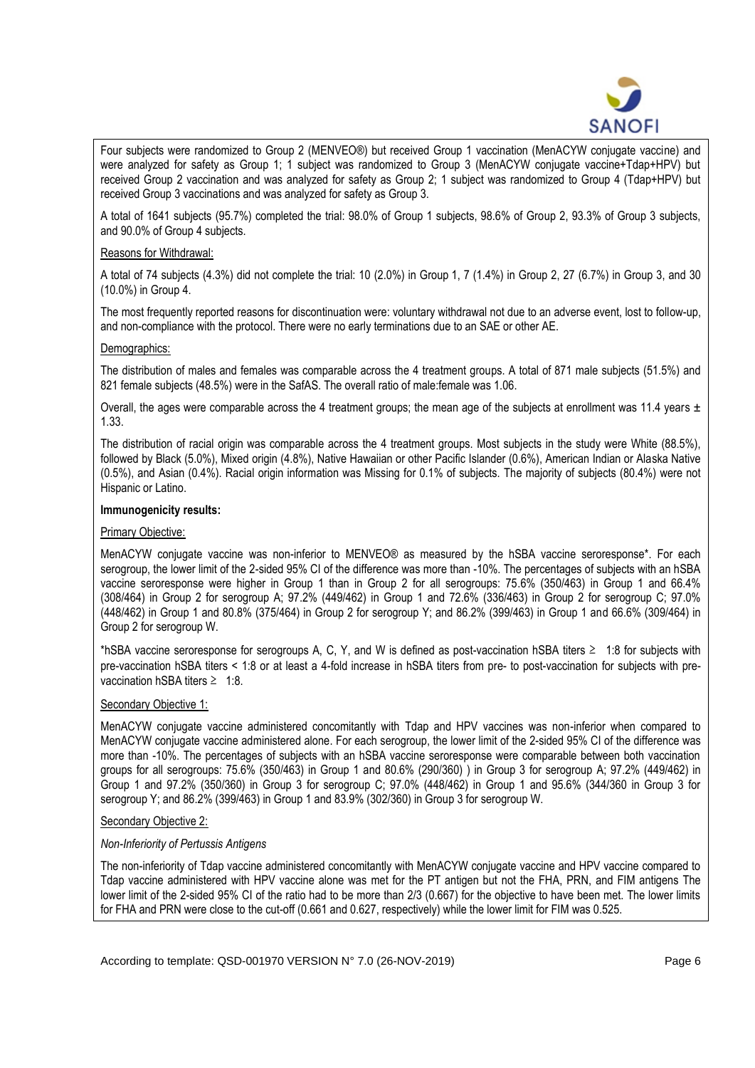Four subjects were randomized to Group 2 (MENVEO®) but received Group 1 vaccination (MenACYW conjugate vaccine) and were analyzed for safety as Group 1; 1 subject was randomized to Group 3 (MenACYW conjugate vaccine+Tdap+HPV) but received Group 2 vaccination and was analyzed for safety as Group 2; 1 subject was randomized to Group 4 (Tdap+HPV) but received Group 3 vaccinations and was analyzed for safety as Group 3.

A total of 1641 subjects (95.7%) completed the trial: 98.0% of Group 1 subjects, 98.6% of Group 2, 93.3% of Group 3 subjects, and 90.0% of Group 4 subjects.

Reasons for Withdrawal:

A total of 74 subjects (4.3%) did not complete the trial: 10 (2.0%) in Group 1, 7 (1.4%) in Group 2, 27 (6.7%) in Group 3, and 30 (10.0%) in Group 4.

The most frequently reported reasons for discontinuation were: voluntary withdrawal not due to an adverse event, lost to follow-up, and non-compliance with the protocol. There were no early terminations due to an SAE or other AE.

Demographics:

The distribution of males and females was comparable across the 4 treatment groups. A total of 871 male subjects (51.5%) and 821 female subjects (48.5%) were in the SafAS. The overall ratio of male:female was 1.06.

Overall, the ages were comparable across the 4 treatment groups; the mean age of the subjects at enrollment was 11.4 years ± 1.33.

The distribution of racial origin was comparable across the 4 treatment groups. Most subjects in the study were White (88.5%), followed by Black (5.0%), Mixed origin (4.8%), Native Hawaiian or other Pacific Islander (0.6%), American Indian or Alaska Native (0.5%), and Asian (0.4%). Racial origin information was Missing for 0.1% of subjects. The majority of subjects (80.4%) were not Hispanic or Latino.

**Immunogenicity results:**

Primary Objective:

MenACYW conjugate vaccine was non-inferior to MENVEO® as measured by the hSBA vaccine seroresponse*. For each serogroup, the lower limit of the 2-sided 95% CI of the difference was more than -10%. The percentages of subjects with an hSBA vaccine seroresponse were higher in Group 1 than in Group 2 for all serogroups: 75.6% (350/463) in Group 1 and 66.4% (308/464) in Group 2 for serogroup A; 97.2% (449/462) in Group 1 and 72.6% (336/463) in Group 2 for serogroup C; 97.0% (448/462) in Group 1 and 80.8% (375/464) in Group 2 for serogroup Y; and 86.2% (399/463) in Group 1 and 66.6% (309/464) in Group 2 for serogroup W.

*hSBA vaccine seroresponse for serogroups A, C, Y, and W is defined as post-vaccination hSBA titers ≥ 1:8 for subjects with pre-vaccination hSBA titers < 1:8 or at least a 4-fold increase in hSBA titers from pre- to post-vaccination for subjects with pre-vaccination hSBA titers ≥ 1:8.

Secondary Objective 1:

MenACYW conjugate vaccine administered concomitantly with Tdap and HPV vaccines was non-inferior when compared to MenACYW conjugate vaccine administered alone. For each serogroup, the lower limit of the 2-sided 95% CI of the difference was more than -10%. The percentages of subjects with an hSBA vaccine seroresponse were comparable between both vaccination groups for all serogroups: 75.6% (350/463) in Group 1 and 80.6% (290/360) ) in Group 3 for serogroup A; 97.2% (449/462) in Group 1 and 97.2% (350/360) in Group 3 for serogroup C; 97.0% (448/462) in Group 1 and 95.6% (344/360 in Group 3 for serogroup Y; and 86.2% (399/463) in Group 1 and 83.9% (302/360) in Group 3 for serogroup W.

Secondary Objective 2:

*Non-Inferiority of Pertussis Antigens*

The non-inferiority of Tdap vaccine administered concomitantly with MenACYW conjugate vaccine and HPV vaccine compared to Tdap vaccine administered with HPV vaccine alone was met for the PT antigen but not the FHA, PRN, and FIM antigens The lower limit of the 2-sided 95% CI of the ratio had to be more than 2/3 (0.667) for the objective to have been met. The lower limits for FHA and PRN were close to the cut-off (0.661 and 0.627, respectively) while the lower limit for FIM was 0.525.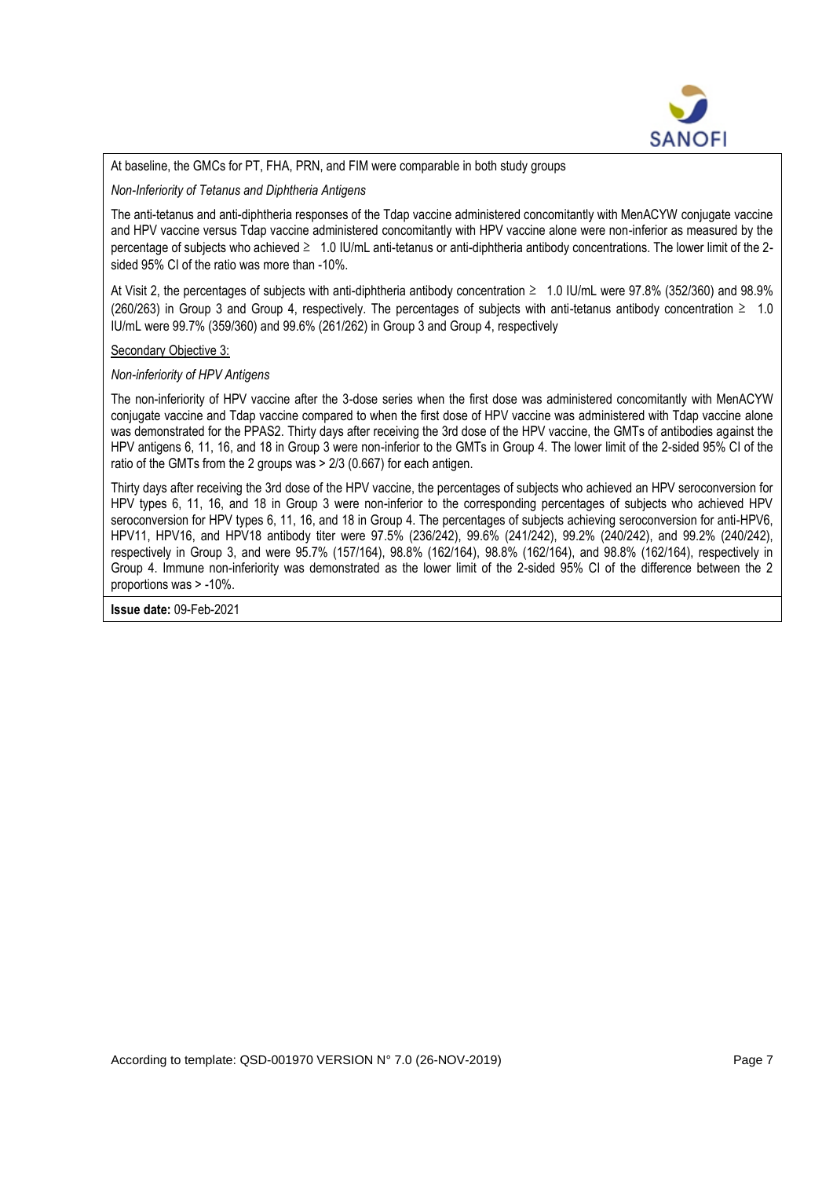At baseline, the GMCs for PT, FHA, PRN, and FIM were comparable in both study groups

*Non-Inferiority of Tetanus and Diphtheria Antigens*

The anti-tetanus and anti-diphtheria responses of the Tdap vaccine administered concomitantly with MenACYW conjugate vaccine and HPV vaccine versus Tdap vaccine administered concomitantly with HPV vaccine alone were non-inferior as measured by the percentage of subjects who achieved ≥ 1.0 IU/mL anti-tetanus or anti-diphtheria antibody concentrations. The lower limit of the 2-sided 95% CI of the ratio was more than -10%.

At Visit 2, the percentages of subjects with anti-diphtheria antibody concentration ≥ 1.0 IU/mL were 97.8% (352/360) and 98.9% (260/263) in Group 3 and Group 4, respectively. The percentages of subjects with anti-tetanus antibody concentration ≥ 1.0 IU/mL were 99.7% (359/360) and 99.6% (261/262) in Group 3 and Group 4, respectively

Secondary Objective 3:

*Non-inferiority of HPV Antigens*

The non-inferiority of HPV vaccine after the 3-dose series when the first dose was administered concomitantly with MenACYW conjugate vaccine and Tdap vaccine compared to when the first dose of HPV vaccine was administered with Tdap vaccine alone was demonstrated for the PPAS2. Thirty days after receiving the 3rd dose of the HPV vaccine, the GMTs of antibodies against the HPV antigens 6, 11, 16, and 18 in Group 3 were non-inferior to the GMTs in Group 4. The lower limit of the 2-sided 95% CI of the ratio of the GMTs from the 2 groups was > 2/3 (0.667) for each antigen.

Thirty days after receiving the 3rd dose of the HPV vaccine, the percentages of subjects who achieved an HPV seroconversion for HPV types 6, 11, 16, and 18 in Group 3 were non-inferior to the corresponding percentages of subjects who achieved HPV seroconversion for HPV types 6, 11, 16, and 18 in Group 4. The percentages of subjects achieving seroconversion for anti-HPV6, HPV11, HPV16, and HPV18 antibody titer were 97.5% (236/242), 99.6% (241/242), 99.2% (240/242), and 99.2% (240/242), respectively in Group 3, and were 95.7% (157/164), 98.8% (162/164), 98.8% (162/164), and 98.8% (162/164), respectively in Group 4. Immune non-inferiority was demonstrated as the lower limit of the 2-sided 95% CI of the difference between the 2 proportions was > -10%.

**Issue date:** 09-Feb-2021

According to template: QSD-001970 VERSION N° 7.0 (26-NOV-2019)